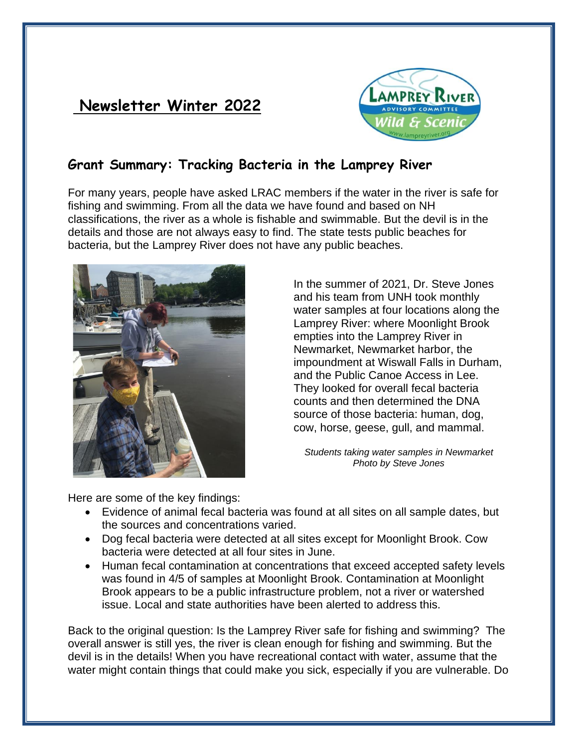# Newsletter Winter 2022

## Grant Summary: Tracking Bacteria in the Lamprey River

For many years, people have asked LRAC members if the water in the river is safe for fishing and swimming. From all the data we have found and based on NH classifications, the river as a whole is fishable and swimmable. But the devil is in the details and those are not always easy to find. The state tests public beaches for bacteria, but the Lamprey River does not have any public beaches.

In the summer of 2021, Dr. Steve Jones and his team from UNH took monthly water samples at four locations along the Lamprey River: where Moonlight Brook empties into the Lamprey River in Newmarket, Newmarket harbor, the impoundment at Wiswall Falls in Durham, and the Public Canoe Access in Lee. They looked for overall fecal bacteria counts and then determined the DNA source of those bacteria: human, dog, cow, horse, geese, gull, and mammal.

*Students taking water samples in Newmarket*
*Photo by Steve Jones*

Here are some of the key findings:

- Evidence of animal fecal bacteria was found at all sites on all sample dates, but the sources and concentrations varied.
- Dog fecal bacteria were detected at all sites except for Moonlight Brook. Cow bacteria were detected at all four sites in June.
- Human fecal contamination at concentrations that exceed accepted safety levels was found in 4/5 of samples at Moonlight Brook. Contamination at Moonlight Brook appears to be a public infrastructure problem, not a river or watershed issue. Local and state authorities have been alerted to address this.

Back to the original question: Is the Lamprey River safe for fishing and swimming? The overall answer is still yes, the river is clean enough for fishing and swimming. But the devil is in the details! When you have recreational contact with water, assume that the water might contain things that could make you sick, especially if you are vulnerable. Do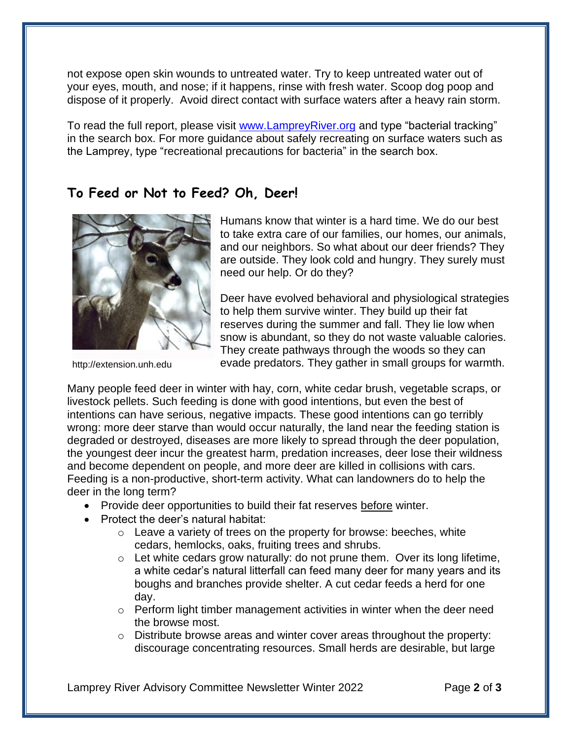not expose open skin wounds to untreated water. Try to keep untreated water out of your eyes, mouth, and nose; if it happens, rinse with fresh water. Scoop dog poop and dispose of it properly. Avoid direct contact with surface waters after a heavy rain storm.

To read the full report, please visit [www.LampreyRiver.org](http://www.LampreyRiver.org) and type "bacterial tracking" in the search box. For more guidance about safely recreating on surface waters such as the Lamprey, type "recreational precautions for bacteria" in the search box.

## To Feed or Not to Feed? Oh, Deer!

http://extension.unh.edu

Humans know that winter is a hard time. We do our best to take extra care of our families, our homes, our animals, and our neighbors. So what about our deer friends? They are outside. They look cold and hungry. They surely must need our help. Or do they?

Deer have evolved behavioral and physiological strategies to help them survive winter. They build up their fat reserves during the summer and fall. They lie low when snow is abundant, so they do not waste valuable calories. They create pathways through the woods so they can evade predators. They gather in small groups for warmth.

Many people feed deer in winter with hay, corn, white cedar brush, vegetable scraps, or livestock pellets. Such feeding is done with good intentions, but even the best of intentions can have serious, negative impacts. These good intentions can go terribly wrong: more deer starve than would occur naturally, the land near the feeding station is degraded or destroyed, diseases are more likely to spread through the deer population, the youngest deer incur the greatest harm, predation increases, deer lose their wildness and become dependent on people, and more deer are killed in collisions with cars. Feeding is a non-productive, short-term activity. What can landowners do to help the deer in the long term?

- Provide deer opportunities to build their fat reserves <u>before</u> winter.
- Protect the deer's natural habitat:
  - Leave a variety of trees on the property for browse: beeches, white cedars, hemlocks, oaks, fruiting trees and shrubs.
  - Let white cedars grow naturally: do not prune them. Over its long lifetime, a white cedar's natural litterfall can feed many deer for many years and its boughs and branches provide shelter. A cut cedar feeds a herd for one day.
  - Perform light timber management activities in winter when the deer need the browse most.
  - Distribute browse areas and winter cover areas throughout the property: discourage concentrating resources. Small herds are desirable, but large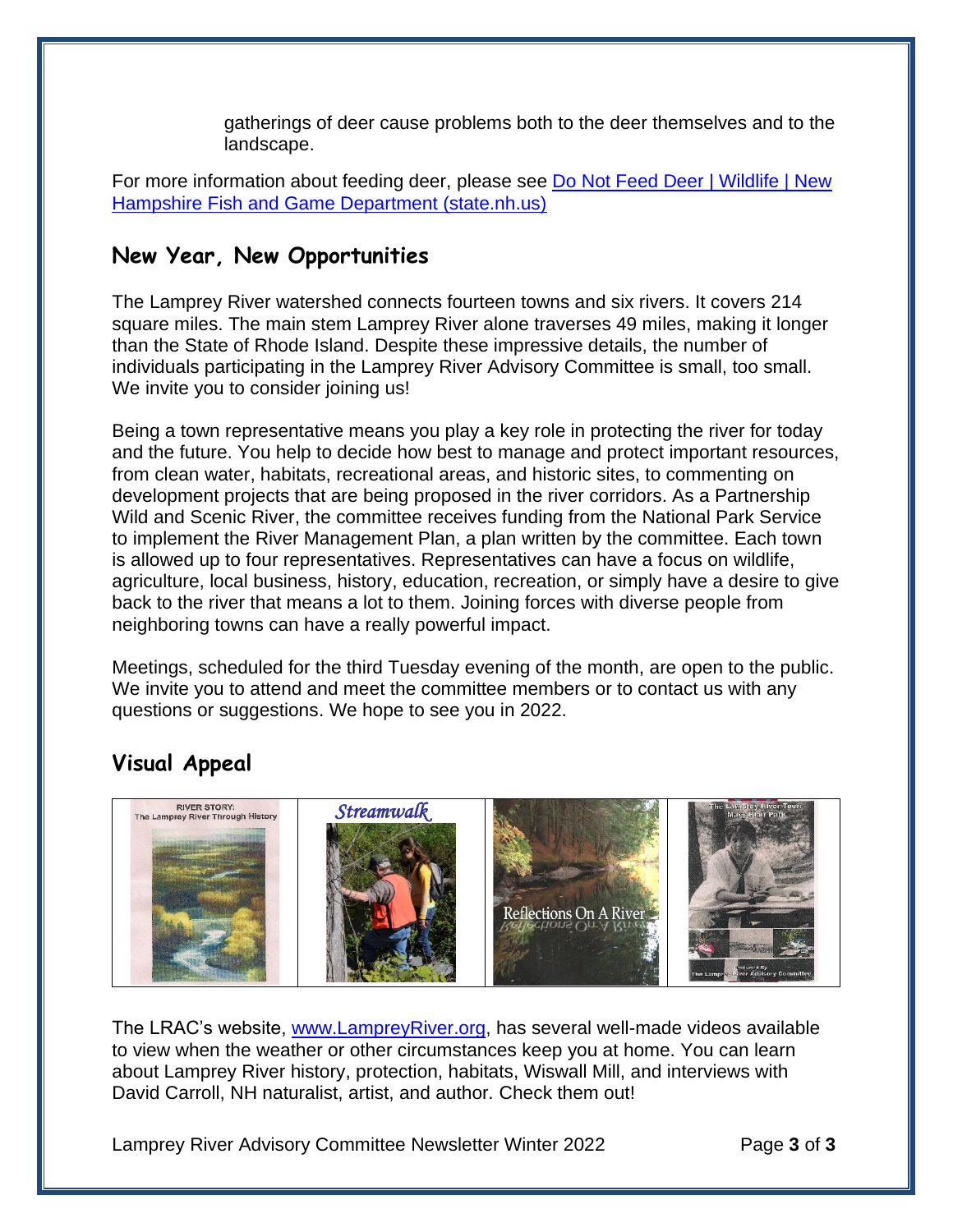gatherings of deer cause problems both to the deer themselves and to the landscape.

For more information about feeding deer, please see [Do Not Feed Deer | Wildlife | New Hampshire Fish and Game Department (state.nh.us)]

## New Year, New Opportunities

The Lamprey River watershed connects fourteen towns and six rivers. It covers 214 square miles. The main stem Lamprey River alone traverses 49 miles, making it longer than the State of Rhode Island. Despite these impressive details, the number of individuals participating in the Lamprey River Advisory Committee is small, too small. We invite you to consider joining us!

Being a town representative means you play a key role in protecting the river for today and the future. You help to decide how best to manage and protect important resources, from clean water, habitats, recreational areas, and historic sites, to commenting on development projects that are being proposed in the river corridors. As a Partnership Wild and Scenic River, the committee receives funding from the National Park Service to implement the River Management Plan, a plan written by the committee. Each town is allowed up to four representatives. Representatives can have a focus on wildlife, agriculture, local business, history, education, recreation, or simply have a desire to give back to the river that means a lot to them. Joining forces with diverse people from neighboring towns can have a really powerful impact.

Meetings, scheduled for the third Tuesday evening of the month, are open to the public. We invite you to attend and meet the committee members or to contact us with any questions or suggestions. We hope to see you in 2022.

## Visual Appeal

RIVER STORY: The Lamprey River Through History

*Streamwalk*

Reflections On A River

The Lamprey River Tour: Mary Blair Park

Produced By The Lamprey River Advisory Committee

The LRAC's website, www.LampreyRiver.org, has several well-made videos available to view when the weather or other circumstances keep you at home. You can learn about Lamprey River history, protection, habitats, Wiswall Mill, and interviews with David Carroll, NH naturalist, artist, and author. Check them out!

Lamprey River Advisory Committee Newsletter Winter 2022